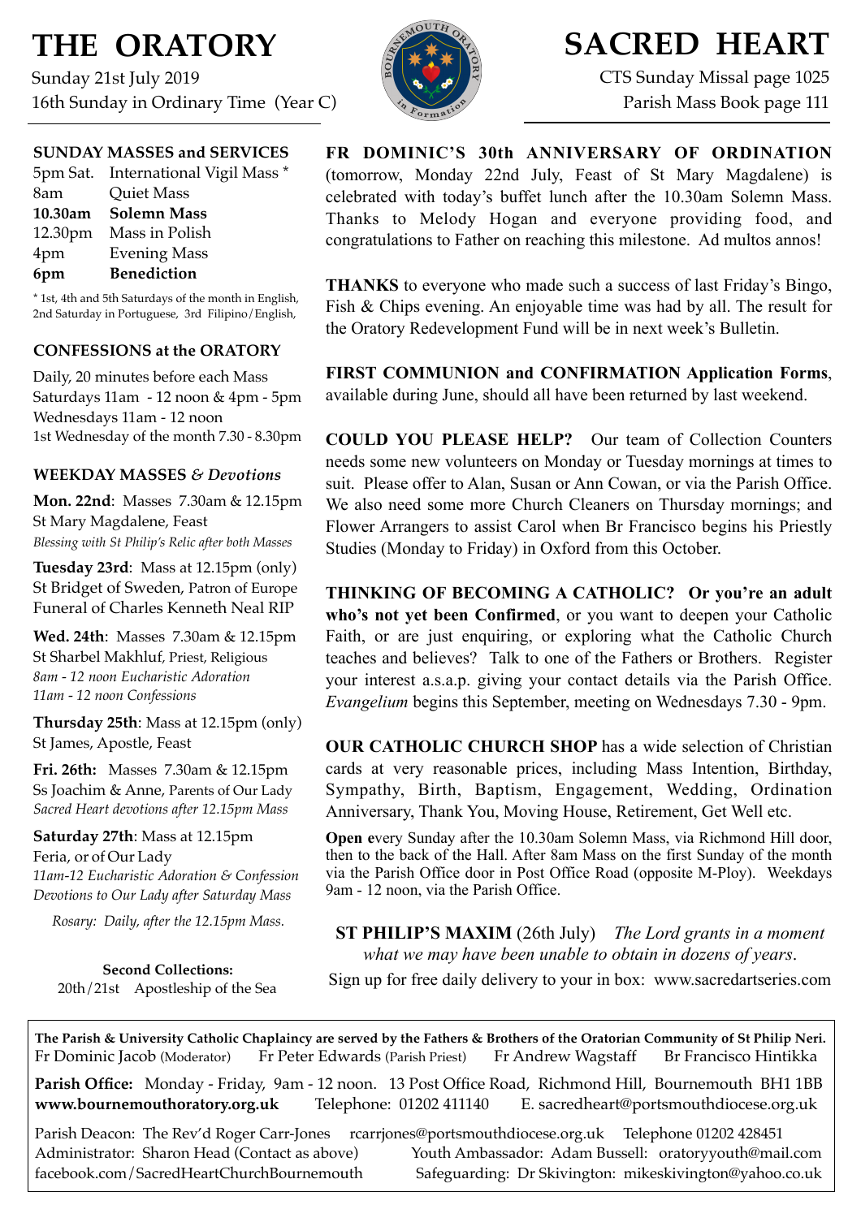# THE ORATORY

Sunday 21st July 2019
16th Sunday in Ordinary Time (Year C)

# SACRED HEART

CTS Sunday Missal page 1025
Parish Mass Book page 111

## SUNDAY MASSES and SERVICES

| | |
|---|---|
| 5pm Sat. | International Vigil Mass * |
| 8am | Quiet Mass |
| **10.30am** | **Solemn Mass** |
| 12.30pm | Mass in Polish |
| 4pm | Evening Mass |
| **6pm** | **Benediction** |

* 1st, 4th and 5th Saturdays of the month in English, 2nd Saturday in Portuguese, 3rd Filipino/English,

## CONFESSIONS at the ORATORY

Daily, 20 minutes before each Mass
Saturdays 11am - 12 noon & 4pm - 5pm
Wednesdays 11am - 12 noon
1st Wednesday of the month 7.30 - 8.30pm

## WEEKDAY MASSES *& Devotions*

**Mon. 22nd**: Masses 7.30am & 12.15pm
St Mary Magdalene, Feast
*Blessing with St Philip's Relic after both Masses*

**Tuesday 23rd**: Mass at 12.15pm (only)
St Bridget of Sweden, Patron of Europe
Funeral of Charles Kenneth Neal RIP

**Wed. 24th**: Masses 7.30am & 12.15pm
St Sharbel Makhluf, Priest, Religious
*8am - 12 noon Eucharistic Adoration*
*11am - 12 noon Confessions*

**Thursday 25th**: Mass at 12.15pm (only)
St James, Apostle, Feast

**Fri. 26th:** Masses 7.30am & 12.15pm
Ss Joachim & Anne, Parents of Our Lady
*Sacred Heart devotions after 12.15pm Mass*

**Saturday 27th**: Mass at 12.15pm
Feria, or of Our Lady
*11am-12 Eucharistic Adoration & Confession*
*Devotions to Our Lady after Saturday Mass*

*Rosary: Daily, after the 12.15pm Mass.*

**Second Collections:**
20th/21st Apostleship of the Sea

**FR DOMINIC'S 30th ANNIVERSARY OF ORDINATION** (tomorrow, Monday 22nd July, Feast of St Mary Magdalene) is celebrated with today's buffet lunch after the 10.30am Solemn Mass. Thanks to Melody Hogan and everyone providing food, and congratulations to Father on reaching this milestone. Ad multos annos!

**THANKS** to everyone who made such a success of last Friday's Bingo, Fish & Chips evening. An enjoyable time was had by all. The result for the Oratory Redevelopment Fund will be in next week's Bulletin.

**FIRST COMMUNION and CONFIRMATION Application Forms**, available during June, should all have been returned by last weekend.

**COULD YOU PLEASE HELP?** Our team of Collection Counters needs some new volunteers on Monday or Tuesday mornings at times to suit. Please offer to Alan, Susan or Ann Cowan, or via the Parish Office. We also need some more Church Cleaners on Thursday mornings; and Flower Arrangers to assist Carol when Br Francisco begins his Priestly Studies (Monday to Friday) in Oxford from this October.

**THINKING OF BECOMING A CATHOLIC? Or you're an adult who's not yet been Confirmed**, or you want to deepen your Catholic Faith, or are just enquiring, or exploring what the Catholic Church teaches and believes? Talk to one of the Fathers or Brothers. Register your interest a.s.a.p. giving your contact details via the Parish Office. *Evangelium* begins this September, meeting on Wednesdays 7.30 - 9pm.

**OUR CATHOLIC CHURCH SHOP** has a wide selection of Christian cards at very reasonable prices, including Mass Intention, Birthday, Sympathy, Birth, Baptism, Engagement, Wedding, Ordination Anniversary, Thank You, Moving House, Retirement, Get Well etc.

**Open e**very Sunday after the 10.30am Solemn Mass, via Richmond Hill door, then to the back of the Hall. After 8am Mass on the first Sunday of the month via the Parish Office door in Post Office Road (opposite M-Ploy). Weekdays 9am - 12 noon, via the Parish Office.

**ST PHILIP'S MAXIM** (26th July) *The Lord grants in a moment what we may have been unable to obtain in dozens of years*.
Sign up for free daily delivery to your in box: www.sacredartseries.com

---

**The Parish & University Catholic Chaplaincy are served by the Fathers & Brothers of the Oratorian Community of St Philip Neri.**
Fr Dominic Jacob (Moderator) Fr Peter Edwards (Parish Priest) Fr Andrew Wagstaff Br Francisco Hintikka

**Parish Office:** Monday - Friday, 9am - 12 noon. 13 Post Office Road, Richmond Hill, Bournemouth BH1 1BB
**www.bournemouthoratory.org.uk** Telephone: 01202 411140 E. sacredheart@portsmouthdiocese.org.uk

Parish Deacon: The Rev'd Roger Carr-Jones rcarrjones@portsmouthdiocese.org.uk Telephone 01202 428451
Administrator: Sharon Head (Contact as above) Youth Ambassador: Adam Bussell: oratoryyouth@mail.com
facebook.com/SacredHeartChurchBournemouth Safeguarding: Dr Skivington: mikeskivington@yahoo.co.uk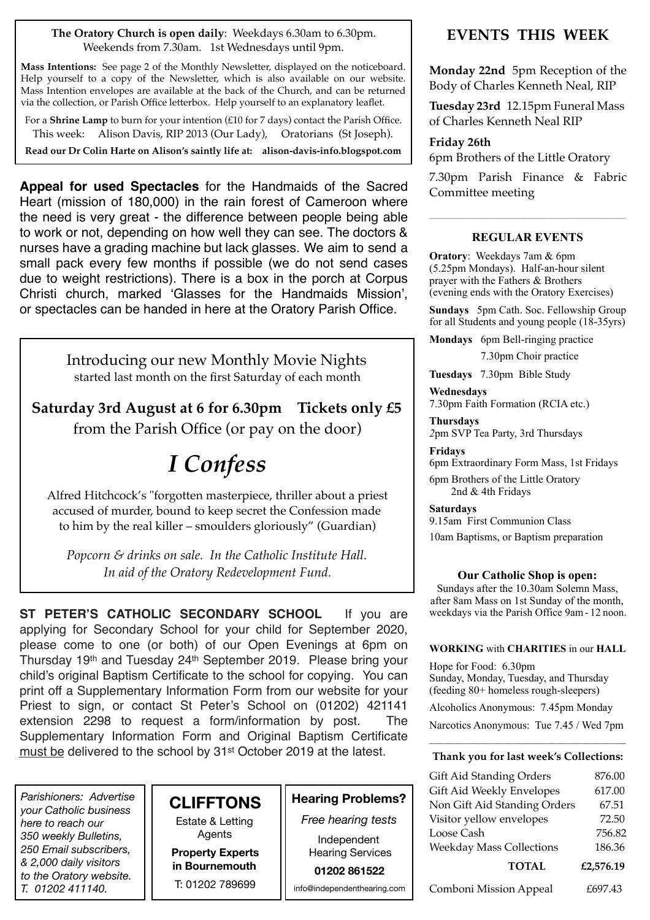**The Oratory Church is open daily**: Weekdays 6.30am to 6.30pm. Weekends from 7.30am. 1st Wednesdays until 9pm.

**Mass Intentions:** See page 2 of the Monthly Newsletter, displayed on the noticeboard. Help yourself to a copy of the Newsletter, which is also available on our website. Mass Intention envelopes are available at the back of the Church, and can be returned via the collection, or Parish Office letterbox. Help yourself to an explanatory leaflet.

For a **Shrine Lamp** to burn for your intention (£10 for 7 days) contact the Parish Office. This week: Alison Davis, RIP 2013 (Our Lady), Oratorians (St Joseph).

**Read our Dr Colin Harte on Alison's saintly life at: alison-davis-info.blogspot.com**

**Appeal for used Spectacles** for the Handmaids of the Sacred Heart (mission of 180,000) in the rain forest of Cameroon where the need is very great - the difference between people being able to work or not, depending on how well they can see. The doctors & nurses have a grading machine but lack glasses. We aim to send a small pack every few months if possible (we do not send cases due to weight restrictions). There is a box in the porch at Corpus Christi church, marked 'Glasses for the Handmaids Mission', or spectacles can be handed in here at the Oratory Parish Office.

Introducing our new Monthly Movie Nights
started last month on the first Saturday of each month

**Saturday 3rd August at 6 for 6.30pm Tickets only £5**
from the Parish Office (or pay on the door)

# *I Confess*

Alfred Hitchcock's "forgotten masterpiece, thriller about a priest accused of murder, bound to keep secret the Confession made to him by the real killer – smoulders gloriously" (Guardian)

*Popcorn & drinks on sale. In the Catholic Institute Hall. In aid of the Oratory Redevelopment Fund.*

**ST PETER'S CATHOLIC SECONDARY SCHOOL** If you are applying for Secondary School for your child for September 2020, please come to one (or both) of our Open Evenings at 6pm on Thursday 19th and Tuesday 24th September 2019. Please bring your child's original Baptism Certificate to the school for copying. You can print off a Supplementary Information Form from our website for your Priest to sign, or contact St Peter's School on (01202) 421141 extension 2298 to request a form/information by post. The Supplementary Information Form and Original Baptism Certificate must be delivered to the school by 31st October 2019 at the latest.

*Parishioners: Advertise your Catholic business here to reach our 350 weekly Bulletins, 250 Email subscribers, & 2,000 daily visitors to the Oratory website. T. 01202 411140.*

**CLIFFTONS**
Estate & Letting Agents
**Property Experts in Bournemouth**
T: 01202 789699

**Hearing Problems?**
*Free hearing tests*
Independent Hearing Services
**01202 861522**
info@independenthearing.com

## EVENTS THIS WEEK

**Monday 22nd** 5pm Reception of the Body of Charles Kenneth Neal, RIP

**Tuesday 23rd** 12.15pm Funeral Mass of Charles Kenneth Neal RIP

**Friday 26th**
6pm Brothers of the Little Oratory
7.30pm Parish Finance & Fabric Committee meeting

### REGULAR EVENTS

**Oratory**: Weekdays 7am & 6pm (5.25pm Mondays). Half-an-hour silent prayer with the Fathers & Brothers (evening ends with the Oratory Exercises)

**Sundays** 5pm Cath. Soc. Fellowship Group for all Students and young people (18-35yrs)

**Mondays** 6pm Bell-ringing practice
7.30pm Choir practice

**Tuesdays** 7.30pm Bible Study

**Wednesdays**
7.30pm Faith Formation (RCIA etc.)

**Thursdays**
2pm SVP Tea Party, 3rd Thursdays

**Fridays**
6pm Extraordinary Form Mass, 1st Fridays
6pm Brothers of the Little Oratory 2nd & 4th Fridays

**Saturdays**
9.15am First Communion Class
10am Baptisms, or Baptism preparation

**Our Catholic Shop is open:**
Sundays after the 10.30am Solemn Mass, after 8am Mass on 1st Sunday of the month, weekdays via the Parish Office 9am - 12 noon.

**WORKING** with **CHARITIES** in our **HALL**

Hope for Food: 6.30pm
Sunday, Monday, Tuesday, and Thursday (feeding 80+ homeless rough-sleepers)

Alcoholics Anonymous: 7.45pm Monday

Narcotics Anonymous: Tue 7.45 / Wed 7pm

**Thank you for last week's Collections:**

| | |
|---|---|
| Gift Aid Standing Orders | 876.00 |
| Gift Aid Weekly Envelopes | 617.00 |
| Non Gift Aid Standing Orders | 67.51 |
| Visitor yellow envelopes | 72.50 |
| Loose Cash | 756.82 |
| Weekday Mass Collections | 186.36 |
| **TOTAL** | **£2,576.19** |
| Comboni Mission Appeal | £697.43 |